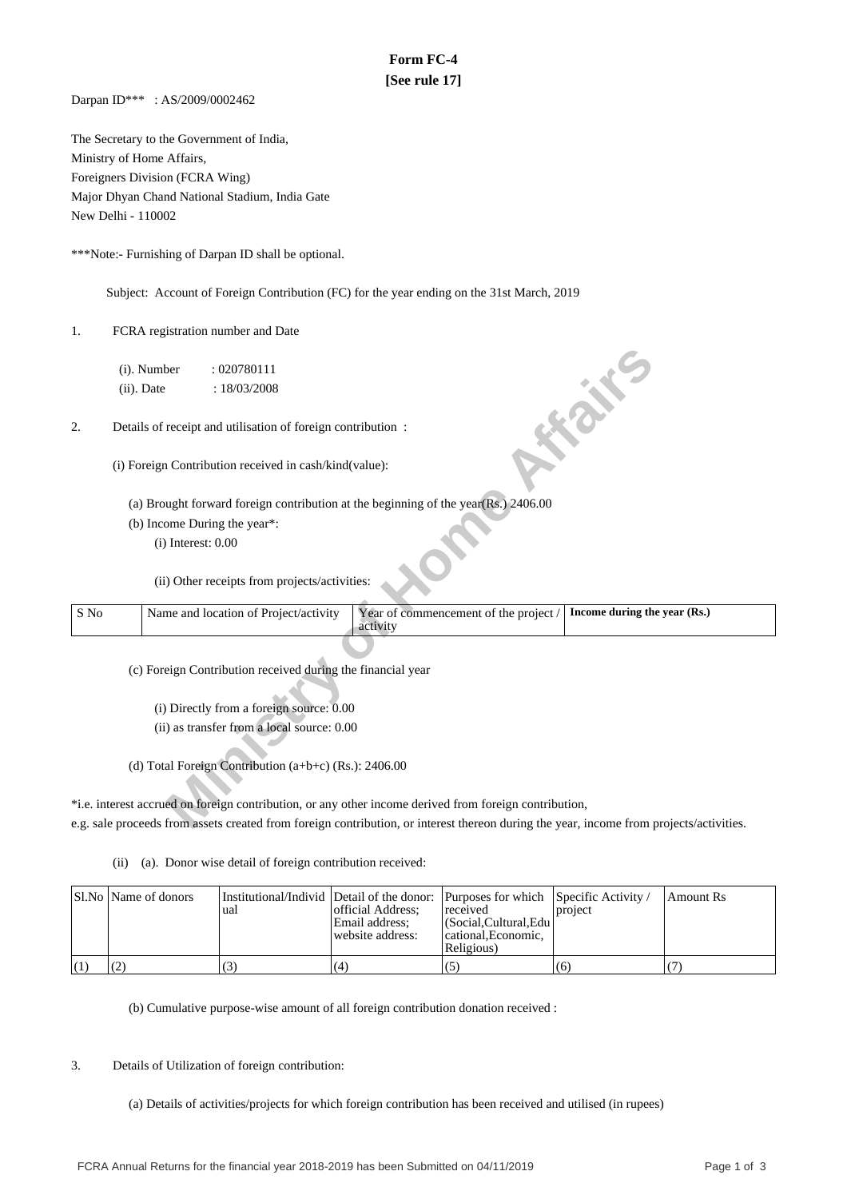# Form FC-4

**[See rule 17]**

Darpan ID*** : AS/2009/0002462

The Secretary to the Government of India,
Ministry of Home Affairs,
Foreigners Division (FCRA Wing)
Major Dhyan Chand National Stadium, India Gate
New Delhi - 110002

***Note:- Furnishing of Darpan ID shall be optional.

Subject: Account of Foreign Contribution (FC) for the year ending on the 31st March, 2019

1. FCRA registration number and Date

   (i). Number : 020780111
   (ii). Date : 18/03/2008

2. Details of receipt and utilisation of foreign contribution :

   (i) Foreign Contribution received in cash/kind(value):

   (a) Brought forward foreign contribution at the beginning of the year(Rs.) 2406.00

   (b) Income During the year*:

   (i) Interest: 0.00

   (ii) Other receipts from projects/activities:

| S No | Name and location of Project/activity | Year of commencement of the project / activity | Income during the year (Rs.) |
|---|---|---|---|

   (c) Foreign Contribution received during the financial year

   (i) Directly from a foreign source: 0.00
   (ii) as transfer from a local source: 0.00

   (d) Total Foreign Contribution (a+b+c) (Rs.): 2406.00

*i.e. interest accrued on foreign contribution, or any other income derived from foreign contribution, e.g. sale proceeds from assets created from foreign contribution, or interest thereon during the year, income from projects/activities.

   (ii) (a). Donor wise detail of foreign contribution received:

| Sl.No | Name of donors | Institutional/Individual | Detail of the donor: official Address; Email address; website address: | Purposes for which received (Social,Cultural,Educational,Economic, Religious) | Specific Activity / project | Amount Rs |
|---|---|---|---|---|---|---|
| (1) | (2) | (3) | (4) | (5) | (6) | (7) |

   (b) Cumulative purpose-wise amount of all foreign contribution donation received :

3. Details of Utilization of foreign contribution:

   (a) Details of activities/projects for which foreign contribution has been received and utilised (in rupees)

FCRA Annual Returns for the financial year 2018-2019 has been Submitted on 04/11/2019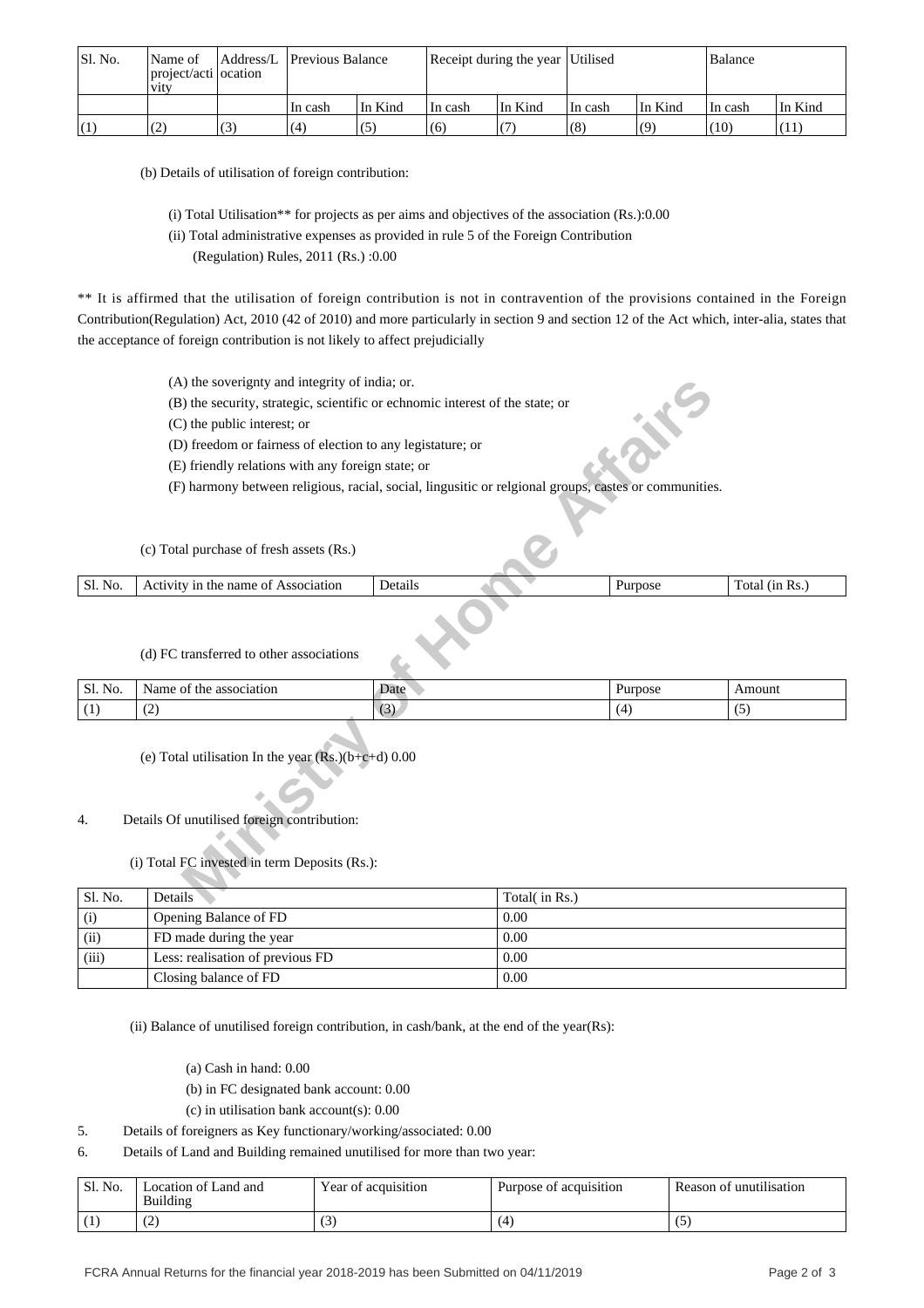| Sl. No. | Name of project/activity | Address/Location | Previous Balance | | Receipt during the year | | Utilised | | Balance | |
|---|---|---|---|---|---|---|---|---|---|---|
| | | | In cash | In Kind | In cash | In Kind | In cash | In Kind | In cash | In Kind |
| (1) | (2) | (3) | (4) | (5) | (6) | (7) | (8) | (9) | (10) | (11) |

(b) Details of utilisation of foreign contribution:

(i) Total Utilisation** for projects as per aims and objectives of the association (Rs.):0.00

(ii) Total administrative expenses as provided in rule 5 of the Foreign Contribution (Regulation) Rules, 2011 (Rs.) :0.00

** It is affirmed that the utilisation of foreign contribution is not in contravention of the provisions contained in the Foreign Contribution(Regulation) Act, 2010 (42 of 2010) and more particularly in section 9 and section 12 of the Act which, inter-alia, states that the acceptance of foreign contribution is not likely to affect prejudicially

(A) the soverignty and integrity of india; or.

(B) the security, strategic, scientific or echnomic interest of the state; or

(C) the public interest; or

(D) freedom or fairness of election to any legistature; or

(E) friendly relations with any foreign state; or

(F) harmony between religious, racial, social, lingusitic or relgional groups, castes or communities.

(c) Total purchase of fresh assets (Rs.)

| Sl. No. | Activity in the name of Association | Details | Purpose | Total (in Rs.) |
|---|---|---|---|---|

(d) FC transferred to other associations

| Sl. No. | Name of the association | Date | Purpose | Amount |
|---|---|---|---|---|
| (1) | (2) | (3) | (4) | (5) |

(e) Total utilisation In the year (Rs.)(b+c+d) 0.00

4. Details Of unutilised foreign contribution:

(i) Total FC invested in term Deposits (Rs.):

| Sl. No. | Details | Total( in Rs.) |
|---|---|---|
| (i) | Opening Balance of FD | 0.00 |
| (ii) | FD made during the year | 0.00 |
| (iii) | Less: realisation of previous FD | 0.00 |
| | Closing balance of FD | 0.00 |

(ii) Balance of unutilised foreign contribution, in cash/bank, at the end of the year(Rs):

(a) Cash in hand: 0.00

(b) in FC designated bank account: 0.00

(c) in utilisation bank account(s): 0.00

5. Details of foreigners as Key functionary/working/associated: 0.00

6. Details of Land and Building remained unutilised for more than two year:

| Sl. No. | Location of Land and Building | Year of acquisition | Purpose of acquisition | Reason of unutilisation |
|---|---|---|---|---|
| (1) | (2) | (3) | (4) | (5) |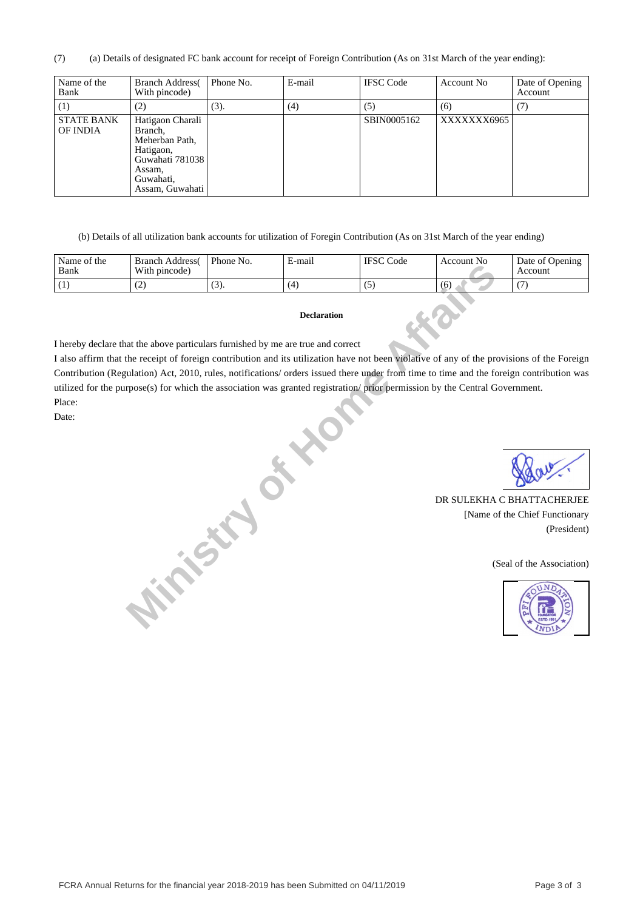(7) (a) Details of designated FC bank account for receipt of Foreign Contribution (As on 31st March of the year ending):

| Name of the Bank | Branch Address( With pincode) | Phone No. | E-mail | IFSC Code | Account No | Date of Opening Account |
|---|---|---|---|---|---|---|
| (1) | (2) | (3). | (4) | (5) | (6) | (7) |
| STATE BANK OF INDIA | Hatigaon Charali Branch, Meherban Path, Hatigaon, Guwahati 781038 Assam, Guwahati, Assam, Guwahati | | | SBIN0005162 | XXXXXXX6965 | |

(b) Details of all utilization bank accounts for utilization of Foregin Contribution (As on 31st March of the year ending)

| Name of the Bank | Branch Address( With pincode) | Phone No. | E-mail | IFSC Code | Account No | Date of Opening Account |
|---|---|---|---|---|---|---|
| (1) | (2) | (3). | (4) | (5) | (6) | (7) |

**Declaration**

I hereby declare that the above particulars furnished by me are true and correct

I also affirm that the receipt of foreign contribution and its utilization have not been violative of any of the provisions of the Foreign Contribution (Regulation) Act, 2010, rules, notifications/ orders issued there under from time to time and the foreign contribution was utilized for the purpose(s) for which the association was granted registration/ prior permission by the Central Government.

Place:

Date:

DR SULEKHA C BHATTACHERJEE

[Name of the Chief Functionary

(President)

(Seal of the Association)

FCRA Annual Returns for the financial year 2018-2019 has been Submitted on 04/11/2019